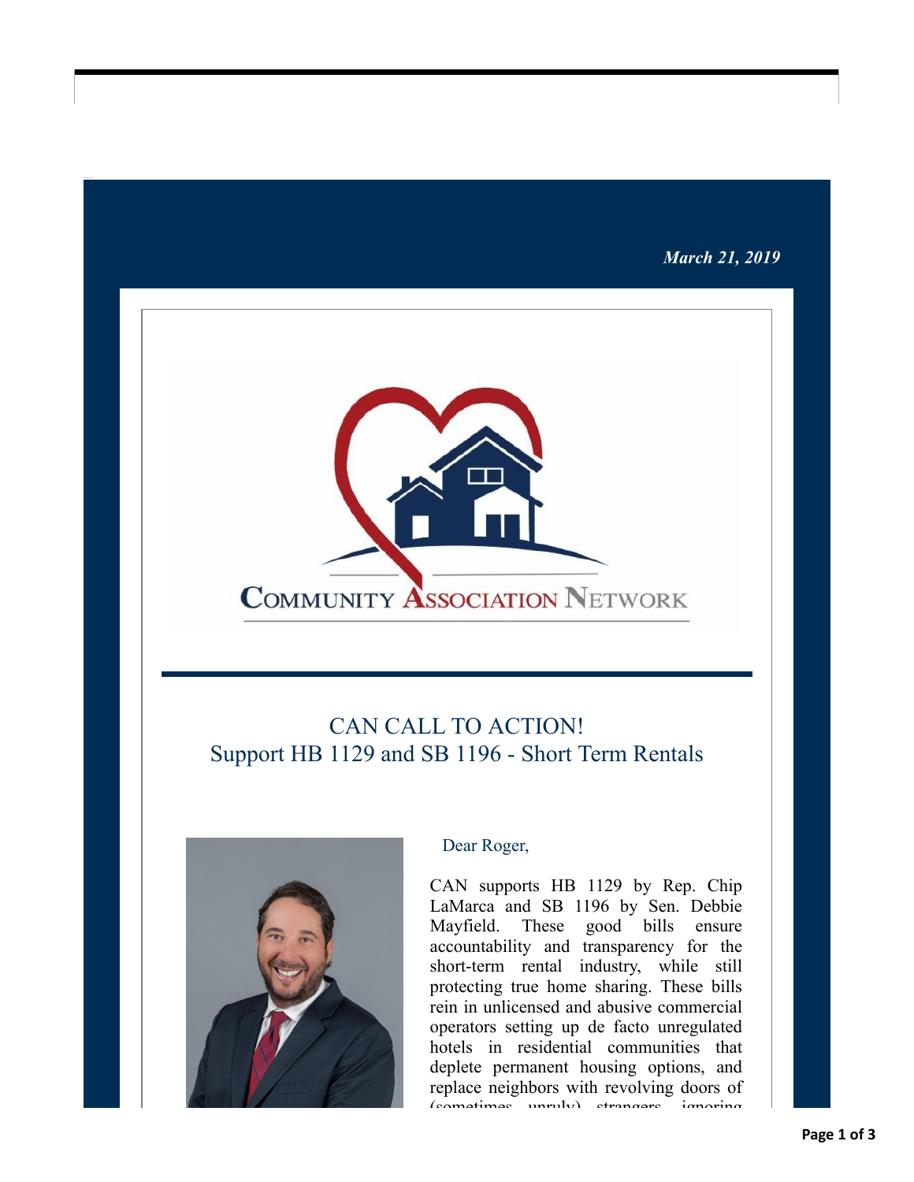*March 21, 2019*

COMMUNITY ASSOCIATION NETWORK

## CAN CALL TO ACTION!
## Support HB 1129 and SB 1196 - Short Term Rentals

Dear Roger,

CAN supports HB 1129 by Rep. Chip LaMarca and SB 1196 by Sen. Debbie Mayfield. These good bills ensure accountability and transparency for the short-term rental industry, while still protecting true home sharing. These bills rein in unlicensed and abusive commercial operators setting up de facto unregulated hotels in residential communities that deplete permanent housing options, and replace neighbors with revolving doors of (sometimes unruly) strangers ignoring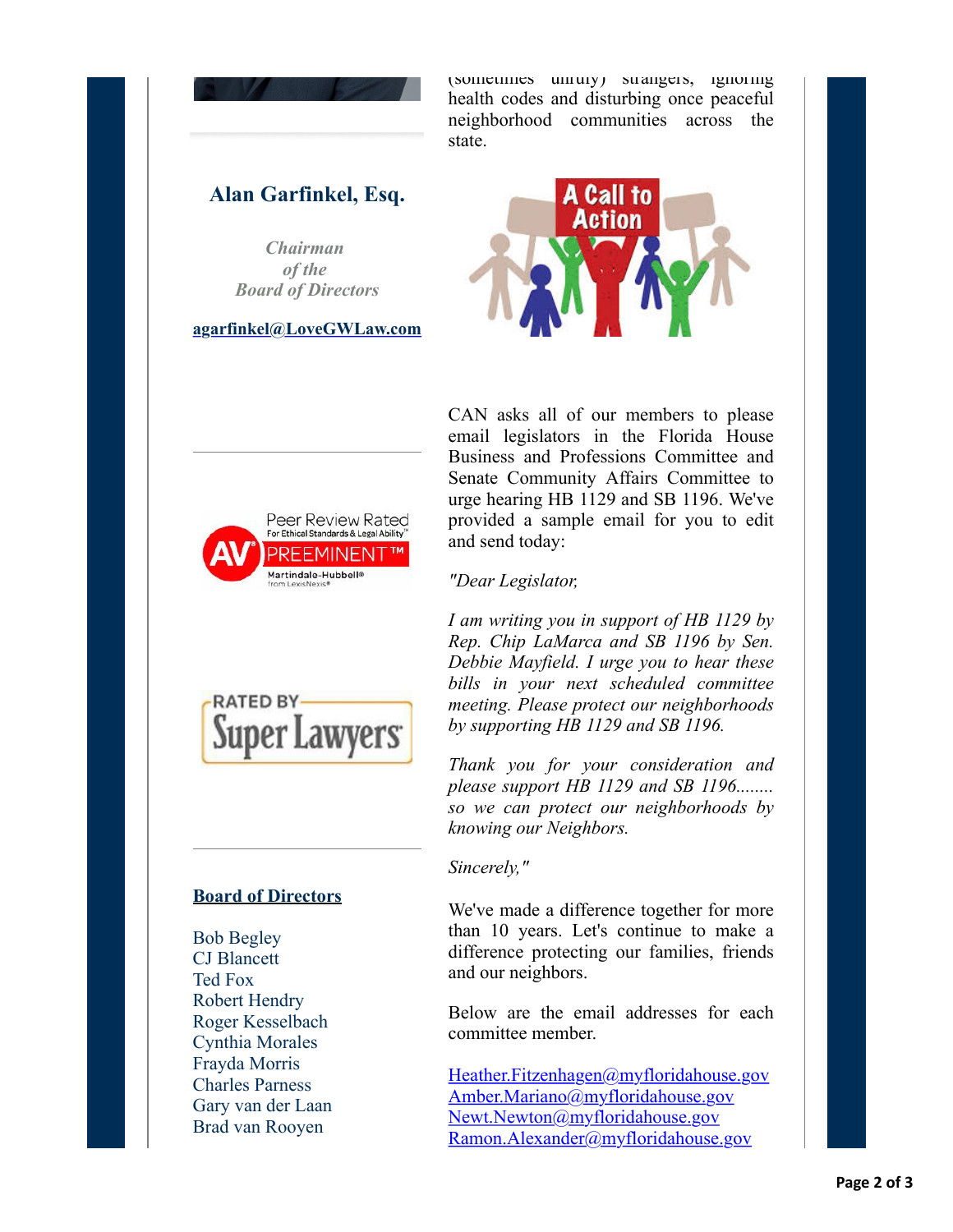(sometimes unruly) strangers, ignoring health codes and disturbing once peaceful neighborhood communities across the state.

## Alan Garfinkel, Esq.

*Chairman of the Board of Directors*

agarfinkel@LoveGWLaw.com

CAN asks all of our members to please email legislators in the Florida House Business and Professions Committee and Senate Community Affairs Committee to urge hearing HB 1129 and SB 1196. We've provided a sample email for you to edit and send today:

*"Dear Legislator,*

*I am writing you in support of HB 1129 by Rep. Chip LaMarca and SB 1196 by Sen. Debbie Mayfield. I urge you to hear these bills in your next scheduled committee meeting. Please protect our neighborhoods by supporting HB 1129 and SB 1196.*

*Thank you for your consideration and please support HB 1129 and SB 1196........ so we can protect our neighborhoods by knowing our Neighbors.*

*Sincerely,"*

We've made a difference together for more than 10 years. Let's continue to make a difference protecting our families, friends and our neighbors.

Below are the email addresses for each committee member.

Heather.Fitzenhagen@myfloridahouse.gov
Amber.Mariano@myfloridahouse.gov
Newt.Newton@myfloridahouse.gov
Ramon.Alexander@myfloridahouse.gov

### Board of Directors

Bob Begley
CJ Blancett
Ted Fox
Robert Hendry
Roger Kesselbach
Cynthia Morales
Frayda Morris
Charles Parness
Gary van der Laan
Brad van Rooyen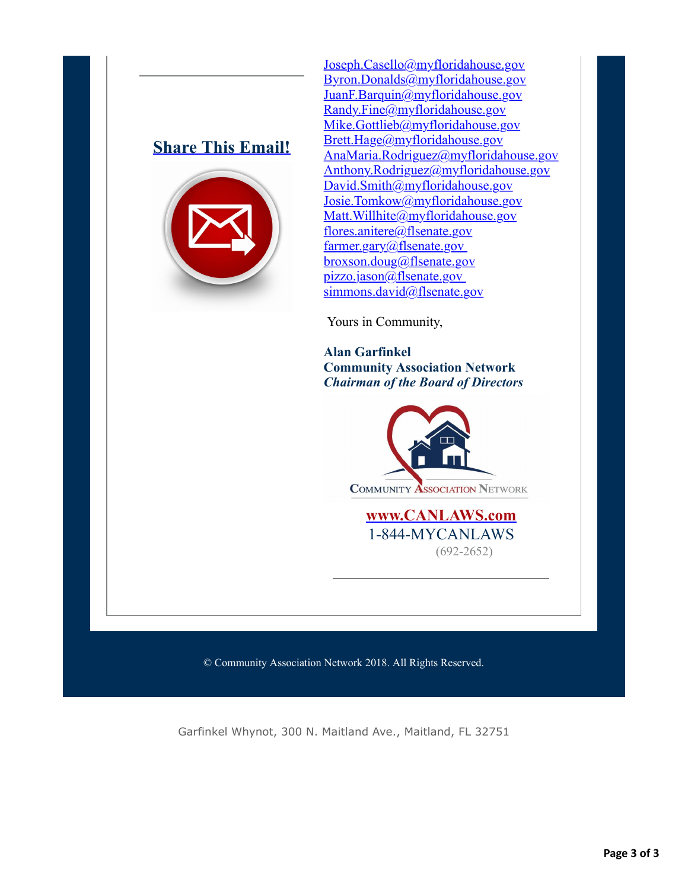## Share This Email!

Joseph.Casello@myfloridahouse.gov
Byron.Donalds@myfloridahouse.gov
JuanF.Barquin@myfloridahouse.gov
Randy.Fine@myfloridahouse.gov
Mike.Gottlieb@myfloridahouse.gov
Brett.Hage@myfloridahouse.gov
AnaMaria.Rodriguez@myfloridahouse.gov
Anthony.Rodriguez@myfloridahouse.gov
David.Smith@myfloridahouse.gov
Josie.Tomkow@myfloridahouse.gov
Matt.Willhite@myfloridahouse.gov
flores.anitere@flsenate.gov
farmer.gary@flsenate.gov
broxson.doug@flsenate.gov
pizzo.jason@flsenate.gov
simmons.david@flsenate.gov

Yours in Community,

**Alan Garfinkel**
**Community Association Network**
***Chairman of the Board of Directors***

COMMUNITY ASSOCIATION NETWORK

**www.CANLAWS.com**
1-844-MYCANLAWS
(692-2652)

© Community Association Network 2018. All Rights Reserved.

Garfinkel Whynot, 300 N. Maitland Ave., Maitland, FL 32751